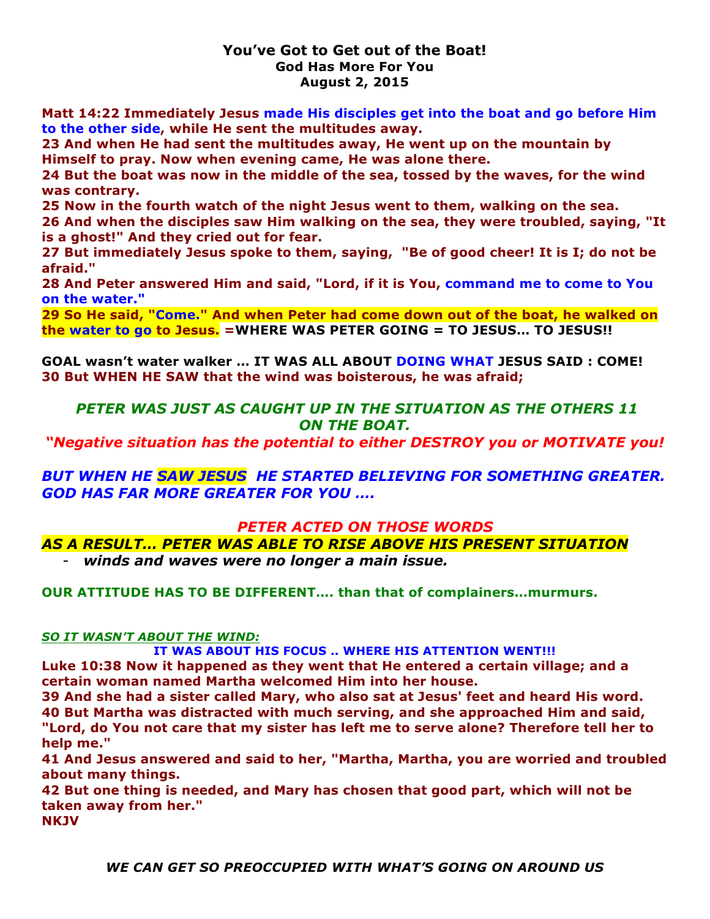# You've Got to Get out of the Boat!

## God Has More For You

## August 2, 2015

**Matt 14:22 Immediately Jesus made His disciples get into the boat and go before Him to the other side, while He sent the multitudes away.**
**23 And when He had sent the multitudes away, He went up on the mountain by Himself to pray. Now when evening came, He was alone there.**
**24 But the boat was now in the middle of the sea, tossed by the waves, for the wind was contrary.**
**25 Now in the fourth watch of the night Jesus went to them, walking on the sea.**
**26 And when the disciples saw Him walking on the sea, they were troubled, saying, "It is a ghost!" And they cried out for fear.**
**27 But immediately Jesus spoke to them, saying, "Be of good cheer! It is I; do not be afraid."**
**28 And Peter answered Him and said, "Lord, if it is You, command me to come to You on the water."**
**29 So He said, "Come." And when Peter had come down out of the boat, he walked on the water to go to Jesus. =WHERE WAS PETER GOING = TO JESUS… TO JESUS!!**

**GOAL wasn't water walker … IT WAS ALL ABOUT DOING WHAT JESUS SAID : COME!**
**30 But WHEN HE SAW that the wind was boisterous, he was afraid;**

***PETER WAS JUST AS CAUGHT UP IN THE SITUATION AS THE OTHERS 11 ON THE BOAT.***

***"Negative situation has the potential to either DESTROY you or MOTIVATE you!***

***BUT WHEN HE SAW JESUS HE STARTED BELIEVING FOR SOMETHING GREATER. GOD HAS FAR MORE GREATER FOR YOU ….***

***PETER ACTED ON THOSE WORDS***

***AS A RESULT… PETER WAS ABLE TO RISE ABOVE HIS PRESENT SITUATION***

- ***winds and waves were no longer a main issue.***

**OUR ATTITUDE HAS TO BE DIFFERENT…. than that of complainers…murmurs.**

***SO IT WASN'T ABOUT THE WIND:***

**IT WAS ABOUT HIS FOCUS .. WHERE HIS ATTENTION WENT!!!**

**Luke 10:38 Now it happened as they went that He entered a certain village; and a certain woman named Martha welcomed Him into her house.**
**39 And she had a sister called Mary, who also sat at Jesus' feet and heard His word.**
**40 But Martha was distracted with much serving, and she approached Him and said, "Lord, do You not care that my sister has left me to serve alone? Therefore tell her to help me."**
**41 And Jesus answered and said to her, "Martha, Martha, you are worried and troubled about many things.**
**42 But one thing is needed, and Mary has chosen that good part, which will not be taken away from her."**
**NKJV**

***WE CAN GET SO PREOCCUPIED WITH WHAT'S GOING ON AROUND US***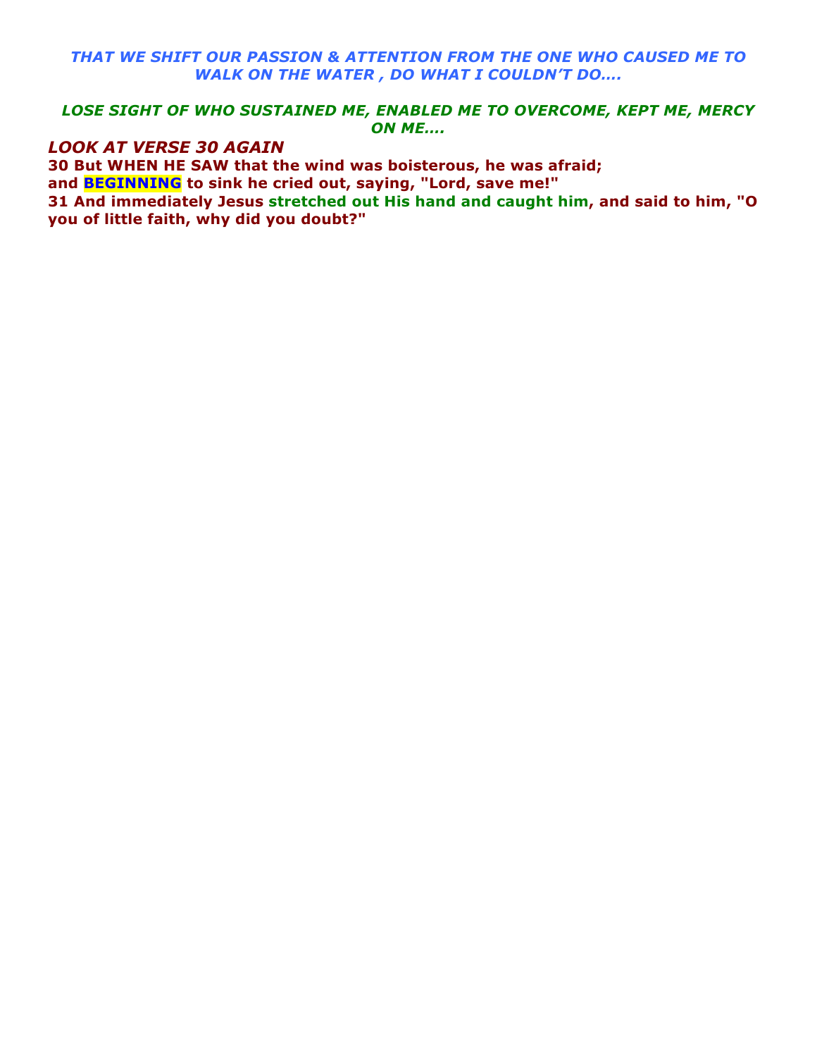***THAT WE SHIFT OUR PASSION & ATTENTION FROM THE ONE WHO CAUSED ME TO WALK ON THE WATER , DO WHAT I COULDN'T DO….***

***LOSE SIGHT OF WHO SUSTAINED ME, ENABLED ME TO OVERCOME, KEPT ME, MERCY ON ME….***

***LOOK AT VERSE 30 AGAIN***

**30 But WHEN HE SAW that the wind was boisterous, he was afraid;**
**and BEGINNING to sink he cried out, saying, "Lord, save me!"**
**31 And immediately Jesus stretched out His hand and caught him, and said to him, "O you of little faith, why did you doubt?"**